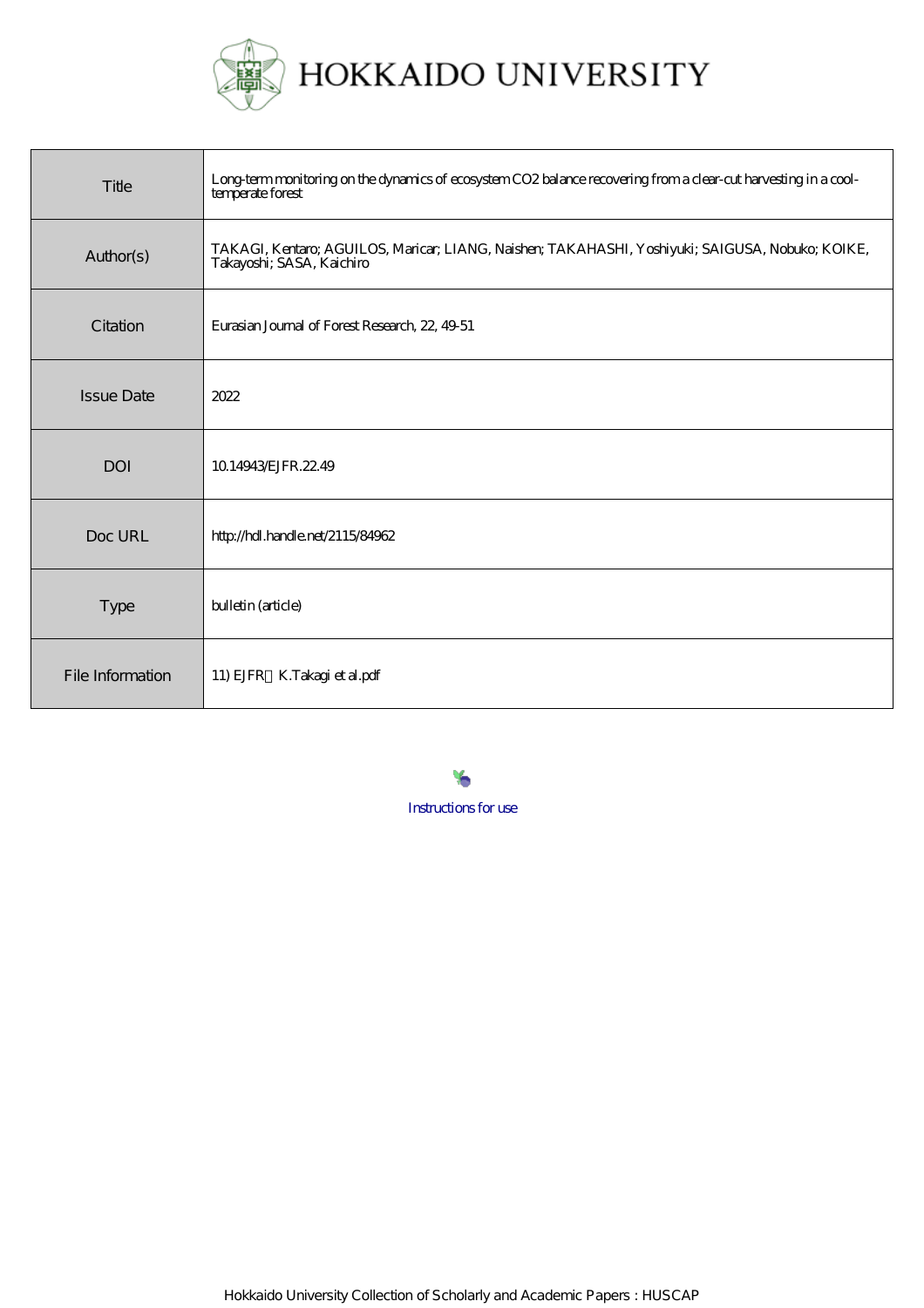# HOKKAIDO UNIVERSITY

| | |
|---|---|
| Title | Long-term monitoring on the dynamics of ecosystem CO2 balance recovering from a clear-cut harvesting in a cool-temperate forest |
| Author(s) | TAKAGI, Kentaro; AGUILOS, Maricar; LIANG, Naishen; TAKAHASHI, Yoshiyuki; SAIGUSA, Nobuko; KOIKE, Takayoshi; SASA, Kaichiro |
| Citation | Eurasian Journal of Forest Research, 22, 49-51 |
| Issue Date | 2022 |
| DOI | 10.14943/EJFR.22.49 |
| Doc URL | http://hdl.handle.net/2115/84962 |
| Type | bulletin (article) |
| File Information | 11) EJFR　K.Takagi et al.pdf |

Instructions for use

Hokkaido University Collection of Scholarly and Academic Papers : HUSCAP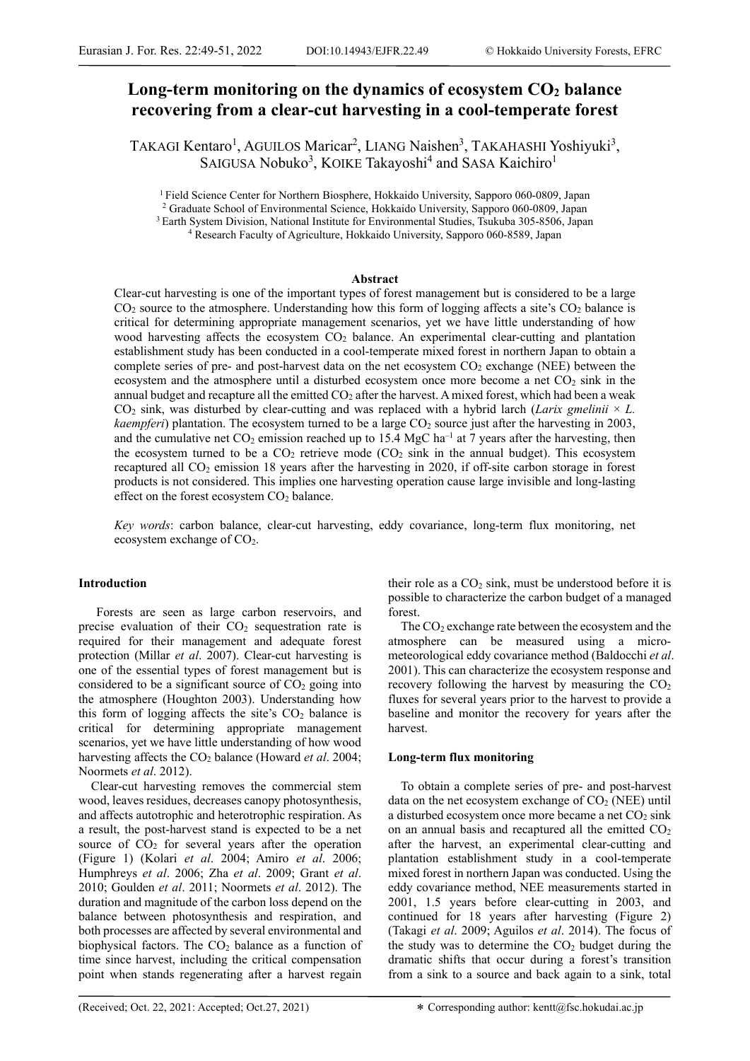# Long-term monitoring on the dynamics of ecosystem $CO_2$ balance recovering from a clear-cut harvesting in a cool-temperate forest

TAKAGI Kentaro[1], AGUILOS Maricar[2], LIANG Naishen[3], TAKAHASHI Yoshiyuki[3], SAIGUSA Nobuko[3], KOIKE Takayoshi[4] and SASA Kaichiro[1]

[1] Field Science Center for Northern Biosphere, Hokkaido University, Sapporo 060-0809, Japan
[2] Graduate School of Environmental Science, Hokkaido University, Sapporo 060-0809, Japan
[3] Earth System Division, National Institute for Environmental Studies, Tsukuba 305-8506, Japan
[4] Research Faculty of Agriculture, Hokkaido University, Sapporo 060-8589, Japan

## Abstract

Clear-cut harvesting is one of the important types of forest management but is considered to be a large $CO_2$ source to the atmosphere. Understanding how this form of logging affects a site's $CO_2$ balance is critical for determining appropriate management scenarios, yet we have little understanding of how wood harvesting affects the ecosystem $CO_2$ balance. An experimental clear-cutting and plantation establishment study has been conducted in a cool-temperate mixed forest in northern Japan to obtain a complete series of pre- and post-harvest data on the net ecosystem $CO_2$ exchange (NEE) between the ecosystem and the atmosphere until a disturbed ecosystem once more become a net $CO_2$ sink in the annual budget and recapture all the emitted $CO_2$ after the harvest. A mixed forest, which had been a weak $CO_2$ sink, was disturbed by clear-cutting and was replaced with a hybrid larch (*Larix gmelinii* × *L. kaempferi*) plantation. The ecosystem turned to be a large $CO_2$ source just after the harvesting in 2003, and the cumulative net $CO_2$ emission reached up to 15.4 MgC ha$^{-1}$ at 7 years after the harvesting, then the ecosystem turned to be a $CO_2$ retrieve mode ($CO_2$ sink in the annual budget). This ecosystem recaptured all $CO_2$ emission 18 years after the harvesting in 2020, if off-site carbon storage in forest products is not considered. This implies one harvesting operation cause large invisible and long-lasting effect on the forest ecosystem $CO_2$ balance.

*Key words*: carbon balance, clear-cut harvesting, eddy covariance, long-term flux monitoring, net ecosystem exchange of $CO_2$.

## Introduction

Forests are seen as large carbon reservoirs, and precise evaluation of their $CO_2$ sequestration rate is required for their management and adequate forest protection (Millar *et al*. 2007). Clear-cut harvesting is one of the essential types of forest management but is considered to be a significant source of $CO_2$ going into the atmosphere (Houghton 2003). Understanding how this form of logging affects the site's $CO_2$ balance is critical for determining appropriate management scenarios, yet we have little understanding of how wood harvesting affects the $CO_2$ balance (Howard *et al*. 2004; Noormets *et al*. 2012).

Clear-cut harvesting removes the commercial stem wood, leaves residues, decreases canopy photosynthesis, and affects autotrophic and heterotrophic respiration. As a result, the post-harvest stand is expected to be a net source of $CO_2$ for several years after the operation (Figure 1) (Kolari *et al*. 2004; Amiro *et al*. 2006; Humphreys *et al*. 2006; Zha *et al*. 2009; Grant *et al*. 2010; Goulden *et al*. 2011; Noormets *et al*. 2012). The duration and magnitude of the carbon loss depend on the balance between photosynthesis and respiration, and both processes are affected by several environmental and biophysical factors. The $CO_2$ balance as a function of time since harvest, including the critical compensation point when stands regenerating after a harvest regain their role as a $CO_2$ sink, must be understood before it is possible to characterize the carbon budget of a managed forest.

The $CO_2$ exchange rate between the ecosystem and the atmosphere can be measured using a micro-meteorological eddy covariance method (Baldocchi *et al*. 2001). This can characterize the ecosystem response and recovery following the harvest by measuring the $CO_2$ fluxes for several years prior to the harvest to provide a baseline and monitor the recovery for years after the harvest.

## Long-term flux monitoring

To obtain a complete series of pre- and post-harvest data on the net ecosystem exchange of $CO_2$ (NEE) until a disturbed ecosystem once more became a net $CO_2$ sink on an annual basis and recaptured all the emitted $CO_2$ after the harvest, an experimental clear-cutting and plantation establishment study in a cool-temperate mixed forest in northern Japan was conducted. Using the eddy covariance method, NEE measurements started in 2001, 1.5 years before clear-cutting in 2003, and continued for 18 years after harvesting (Figure 2) (Takagi *et al*. 2009; Aguilos *et al*. 2014). The focus of the study was to determine the $CO_2$ budget during the dramatic shifts that occur during a forest's transition from a sink to a source and back again to a sink, total

(Received; Oct. 22, 2021: Accepted; Oct.27, 2021)

∗ Corresponding author: kentt@fsc.hokudai.ac.jp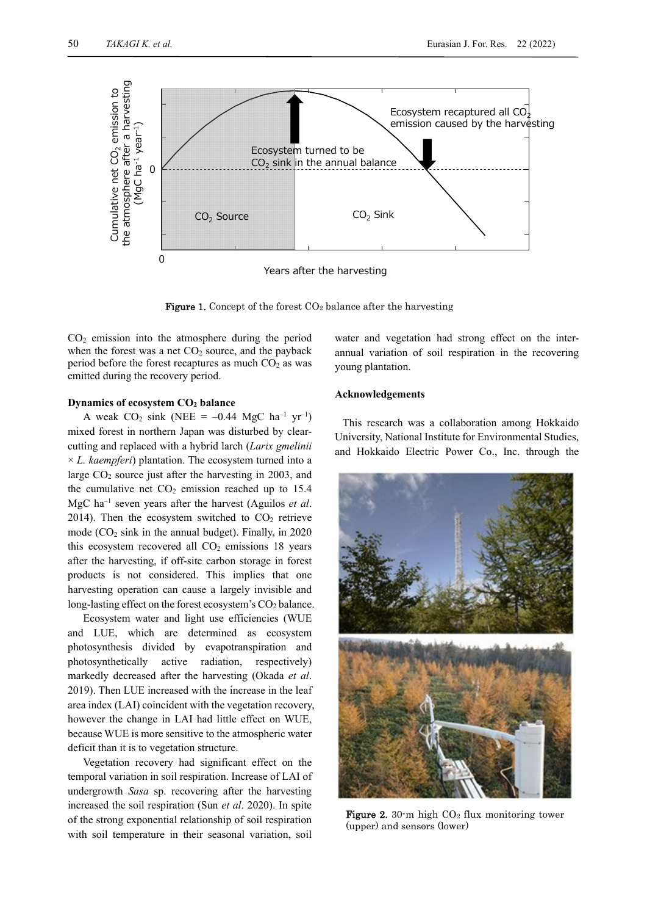Figure 1. Concept of the forest $CO_2$ balance after the harvesting

$CO_2$ emission into the atmosphere during the period when the forest was a net $CO_2$ source, and the payback period before the forest recaptures as much $CO_2$ as was emitted during the recovery period.

**Dynamics of ecosystem $CO_2$ balance**

A weak $CO_2$ sink (NEE = –0.44 MgC $ha^{-1}$ $yr^{-1}$) mixed forest in northern Japan was disturbed by clear-cutting and replaced with a hybrid larch (*Larix gmelinii* × *L. kaempferi*) plantation. The ecosystem turned into a large $CO_2$ source just after the harvesting in 2003, and the cumulative net $CO_2$ emission reached up to 15.4 MgC $ha^{-1}$ seven years after the harvest (Aguilos *et al*. 2014). Then the ecosystem switched to $CO_2$ retrieve mode ($CO_2$ sink in the annual budget). Finally, in 2020 this ecosystem recovered all $CO_2$ emissions 18 years after the harvesting, if off-site carbon storage in forest products is not considered. This implies that one harvesting operation can cause a largely invisible and long-lasting effect on the forest ecosystem's $CO_2$ balance.

Ecosystem water and light use efficiencies (WUE and LUE, which are determined as ecosystem photosynthesis divided by evapotranspiration and photosynthetically active radiation, respectively) markedly decreased after the harvesting (Okada *et al*. 2019). Then LUE increased with the increase in the leaf area index (LAI) coincident with the vegetation recovery, however the change in LAI had little effect on WUE, because WUE is more sensitive to the atmospheric water deficit than it is to vegetation structure.

Vegetation recovery had significant effect on the temporal variation in soil respiration. Increase of LAI of undergrowth *Sasa* sp. recovering after the harvesting increased the soil respiration (Sun *et al*. 2020). In spite of the strong exponential relationship of soil respiration with soil temperature in their seasonal variation, soil water and vegetation had strong effect on the inter-annual variation of soil respiration in the recovering young plantation.

**Acknowledgements**

This research was a collaboration among Hokkaido University, National Institute for Environmental Studies, and Hokkaido Electric Power Co., Inc. through the

Figure 2. 30-m high $CO_2$ flux monitoring tower (upper) and sensors (lower)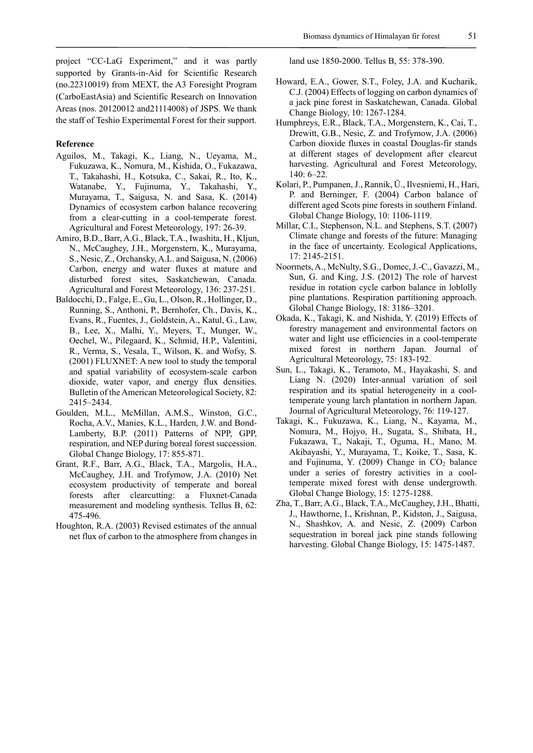project "CC-LaG Experiment," and it was partly supported by Grants-in-Aid for Scientific Research (no.22310019) from MEXT, the A3 Foresight Program (CarboEastAsia) and Scientific Research on Innovation Areas (nos. 20120012 and21114008) of JSPS. We thank the staff of Teshio Experimental Forest for their support.

## Reference

Aguilos, M., Takagi, K., Liang, N., Ueyama, M., Fukuzawa, K., Nomura, M., Kishida, O., Fukazawa, T., Takahashi, H., Kotsuka, C., Sakai, R., Ito, K., Watanabe, Y., Fujinuma, Y., Takahashi, Y., Murayama, T., Saigusa, N. and Sasa, K. (2014) Dynamics of ecosystem carbon balance recovering from a clear-cutting in a cool-temperate forest. Agricultural and Forest Meteorology, 197: 26-39.

Amiro, B.D., Barr, A.G., Black, T.A., Iwashita, H., Kljun, N., McCaughey, J.H., Morgenstern, K., Murayama, S., Nesic, Z., Orchansky, A.L. and Saigusa, N. (2006) Carbon, energy and water fluxes at mature and disturbed forest sites, Saskatchewan, Canada. Agricultural and Forest Meteorology, 136: 237-251.

Baldocchi, D., Falge, E., Gu, L., Olson, R., Hollinger, D., Running, S., Anthoni, P., Bernhofer, Ch., Davis, K., Evans, R., Fuentes, J., Goldstein, A., Katul, G., Law, B., Lee, X., Malhi, Y., Meyers, T., Munger, W., Oechel, W., Pilegaard, K., Schmid, H.P., Valentini, R., Verma, S., Vesala, T., Wilson, K. and Wofsy, S. (2001) FLUXNET: A new tool to study the temporal and spatial variability of ecosystem-scale carbon dioxide, water vapor, and energy flux densities. Bulletin of the American Meteorological Society, 82: 2415–2434.

Goulden, M.L., McMillan, A.M.S., Winston, G.C., Rocha, A.V., Manies, K.L., Harden, J.W. and Bond-Lamberty, B.P. (2011) Patterns of NPP, GPP, respiration, and NEP during boreal forest succession. Global Change Biology, 17: 855-871.

Grant, R.F., Barr, A.G., Black, T.A., Margolis, H.A., McCaughey, J.H. and Trofymow, J.A. (2010) Net ecosystem productivity of temperate and boreal forests after clearcutting: a Fluxnet-Canada measurement and modeling synthesis. Tellus B, 62: 475-496.

Houghton, R.A. (2003) Revised estimates of the annual net flux of carbon to the atmosphere from changes in land use 1850-2000. Tellus B, 55: 378-390.

Howard, E.A., Gower, S.T., Foley, J.A. and Kucharik, C.J. (2004) Effects of logging on carbon dynamics of a jack pine forest in Saskatchewan, Canada. Global Change Biology, 10: 1267-1284.

Humphreys, E.R., Black, T.A., Morgenstern, K., Cai, T., Drewitt, G.B., Nesic, Z. and Trofymow, J.A. (2006) Carbon dioxide fluxes in coastal Douglas-fir stands at different stages of development after clearcut harvesting. Agricultural and Forest Meteorology, 140: 6–22.

Kolari, P., Pumpanen, J., Rannik, Ü., Ilvesniemi, H., Hari, P. and Berninger, F. (2004) Carbon balance of different aged Scots pine forests in southern Finland. Global Change Biology, 10: 1106-1119.

Millar, C.I., Stephenson, N.L. and Stephens, S.T. (2007) Climate change and forests of the future: Managing in the face of uncertainty. Ecological Applications, 17: 2145-2151.

Noormets, A., McNulty, S.G., Domec, J.-C., Gavazzi, M., Sun, G. and King, J.S. (2012) The role of harvest residue in rotation cycle carbon balance in loblolly pine plantations. Respiration partitioning approach. Global Change Biology, 18: 3186–3201.

Okada, K., Takagi, K. and Nishida, Y. (2019) Effects of forestry management and environmental factors on water and light use efficiencies in a cool-temperate mixed forest in northern Japan. Journal of Agricultural Meteorology, 75: 183-192.

Sun, L., Takagi, K., Teramoto, M., Hayakashi, S. and Liang N. (2020) Inter-annual variation of soil respiration and its spatial heterogeneity in a cool-temperate young larch plantation in northern Japan. Journal of Agricultural Meteorology, 76: 119-127.

Takagi, K., Fukuzawa, K., Liang, N., Kayama, M., Nomura, M., Hojyo, H., Sugata, S., Shibata, H., Fukazawa, T., Nakaji, T., Oguma, H., Mano, M. Akibayashi, Y., Murayama, T., Koike, T., Sasa, K. and Fujinuma, Y. (2009) Change in $CO_2$ balance under a series of forestry activities in a cool-temperate mixed forest with dense undergrowth. Global Change Biology, 15: 1275-1288.

Zha, T., Barr, A.G., Black, T.A., McCaughey, J.H., Bhatti, J., Hawthorne, I., Krishnan, P., Kidston, J., Saigusa, N., Shashkov, A. and Nesic, Z. (2009) Carbon sequestration in boreal jack pine stands following harvesting. Global Change Biology, 15: 1475-1487.